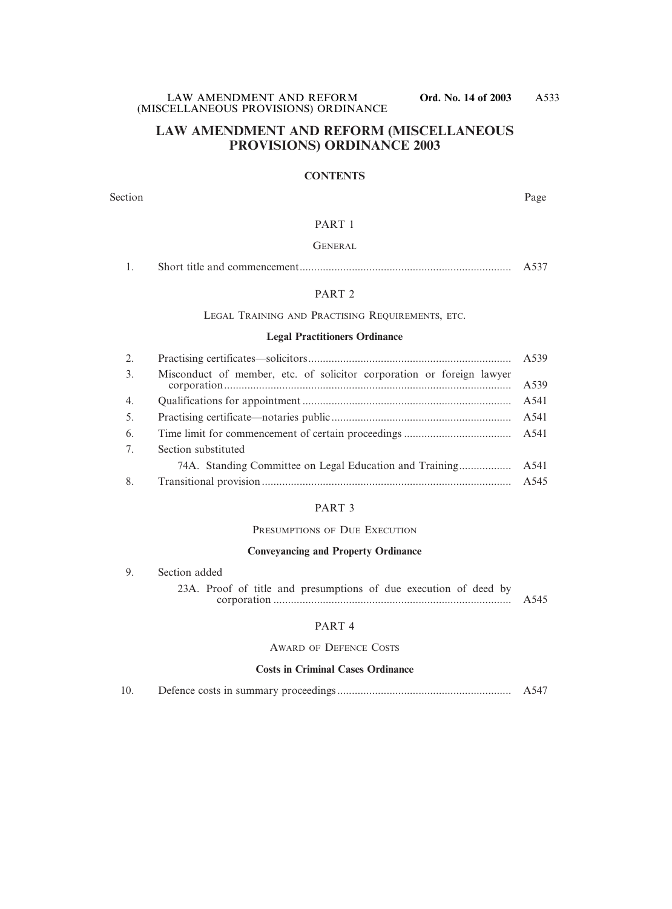# LAW AMENDMENT AND REFORM (MISCELLANEOUS PROVISIONS) ORDINANCE 2003

## CONTENTS

| Section | | Page |
|---|---|---|
| | **PART 1** | |
| | GENERAL | |
| 1. | Short title and commencement | A537 |
| | **PART 2** | |
| | LEGAL TRAINING AND PRACTISING REQUIREMENTS, ETC. | |
| | **Legal Practitioners Ordinance** | |
| 2. | Practising certificates—solicitors | A539 |
| 3. | Misconduct of member, etc. of solicitor corporation or foreign lawyer corporation | A539 |
| 4. | Qualifications for appointment | A541 |
| 5. | Practising certificate—notaries public | A541 |
| 6. | Time limit for commencement of certain proceedings | A541 |
| 7. | Section substituted | |
| | 74A. Standing Committee on Legal Education and Training | A541 |
| 8. | Transitional provision | A545 |
| | **PART 3** | |
| | PRESUMPTIONS OF DUE EXECUTION | |
| | **Conveyancing and Property Ordinance** | |
| 9. | Section added | |
| | 23A. Proof of title and presumptions of due execution of deed by corporation | A545 |
| | **PART 4** | |
| | AWARD OF DEFENCE COSTS | |
| | **Costs in Criminal Cases Ordinance** | |
| 10. | Defence costs in summary proceedings | A547 |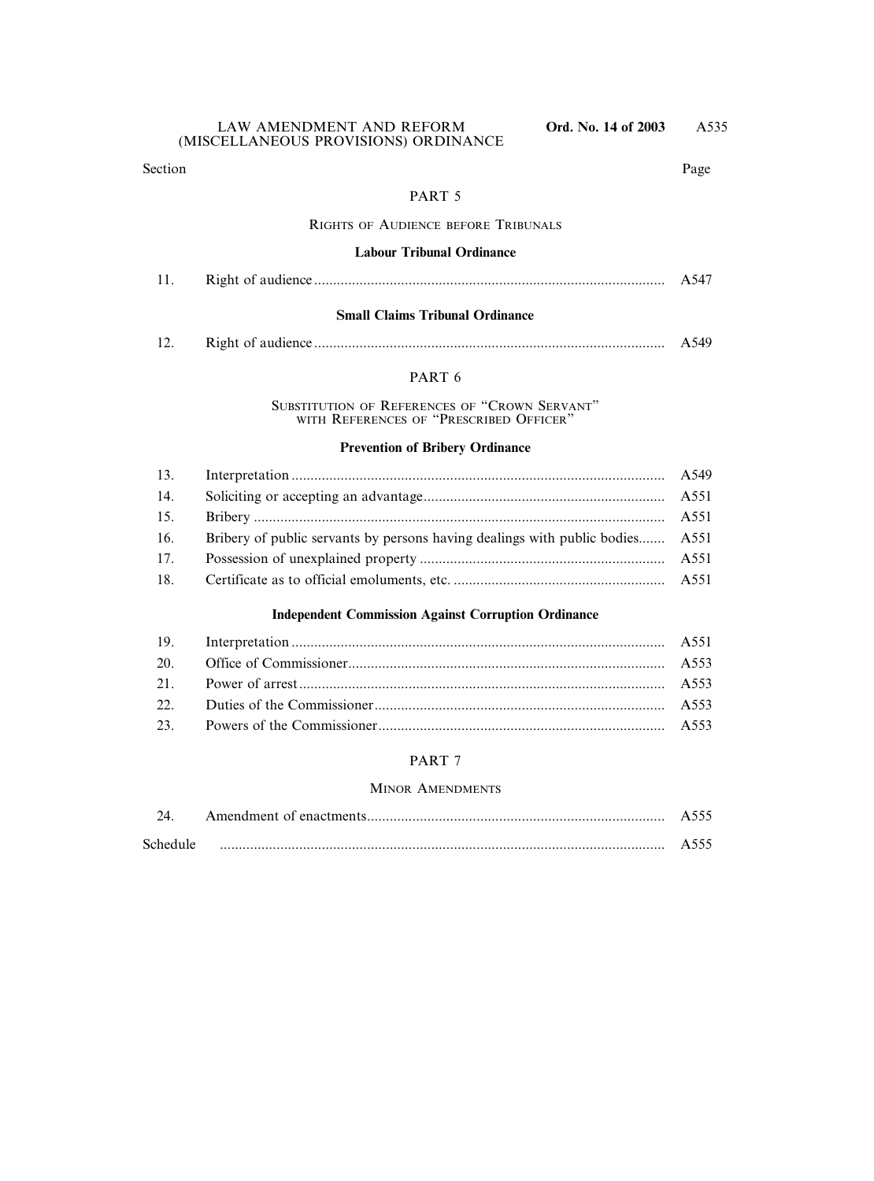Section | Page

## PART 5

### Rights of Audience before Tribunals

**Labour Tribunal Ordinance**

| Section | | Page |
|---|---|---|
| 11. | Right of audience | A547 |

**Small Claims Tribunal Ordinance**

| Section | | Page |
|---|---|---|
| 12. | Right of audience | A549 |

## PART 6

### Substitution of References of "Crown Servant" with References of "Prescribed Officer"

**Prevention of Bribery Ordinance**

| Section | | Page |
|---|---|---|
| 13. | Interpretation | A549 |
| 14. | Soliciting or accepting an advantage | A551 |
| 15. | Bribery | A551 |
| 16. | Bribery of public servants by persons having dealings with public bodies | A551 |
| 17. | Possession of unexplained property | A551 |
| 18. | Certificate as to official emoluments, etc. | A551 |

**Independent Commission Against Corruption Ordinance**

| Section | | Page |
|---|---|---|
| 19. | Interpretation | A551 |
| 20. | Office of Commissioner | A553 |
| 21. | Power of arrest | A553 |
| 22. | Duties of the Commissioner | A553 |
| 23. | Powers of the Commissioner | A553 |

## PART 7

### Minor Amendments

| Section | | Page |
|---|---|---|
| 24. | Amendment of enactments | A555 |
| Schedule | | A555 |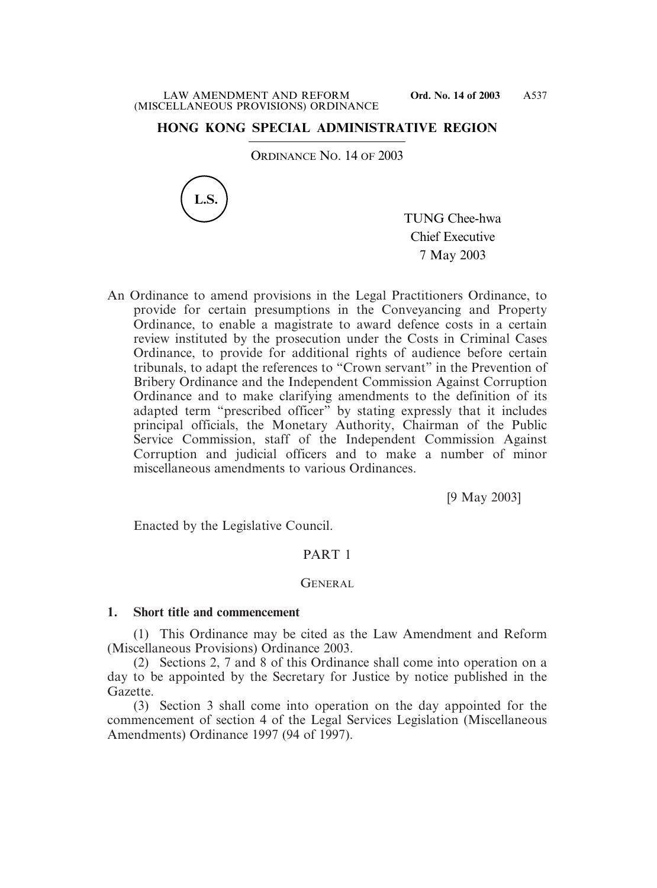# HONG KONG SPECIAL ADMINISTRATIVE REGION

ORDINANCE NO. 14 OF 2003

L.S.

TUNG Chee-hwa
Chief Executive
7 May 2003

An Ordinance to amend provisions in the Legal Practitioners Ordinance, to provide for certain presumptions in the Conveyancing and Property Ordinance, to enable a magistrate to award defence costs in a certain review instituted by the prosecution under the Costs in Criminal Cases Ordinance, to provide for additional rights of audience before certain tribunals, to adapt the references to "Crown servant" in the Prevention of Bribery Ordinance and the Independent Commission Against Corruption Ordinance and to make clarifying amendments to the definition of its adapted term "prescribed officer" by stating expressly that it includes principal officials, the Monetary Authority, Chairman of the Public Service Commission, staff of the Independent Commission Against Corruption and judicial officers and to make a number of minor miscellaneous amendments to various Ordinances.

[9 May 2003]

Enacted by the Legislative Council.

## PART 1

## GENERAL

### 1. Short title and commencement

(1) This Ordinance may be cited as the Law Amendment and Reform (Miscellaneous Provisions) Ordinance 2003.

(2) Sections 2, 7 and 8 of this Ordinance shall come into operation on a day to be appointed by the Secretary for Justice by notice published in the Gazette.

(3) Section 3 shall come into operation on the day appointed for the commencement of section 4 of the Legal Services Legislation (Miscellaneous Amendments) Ordinance 1997 (94 of 1997).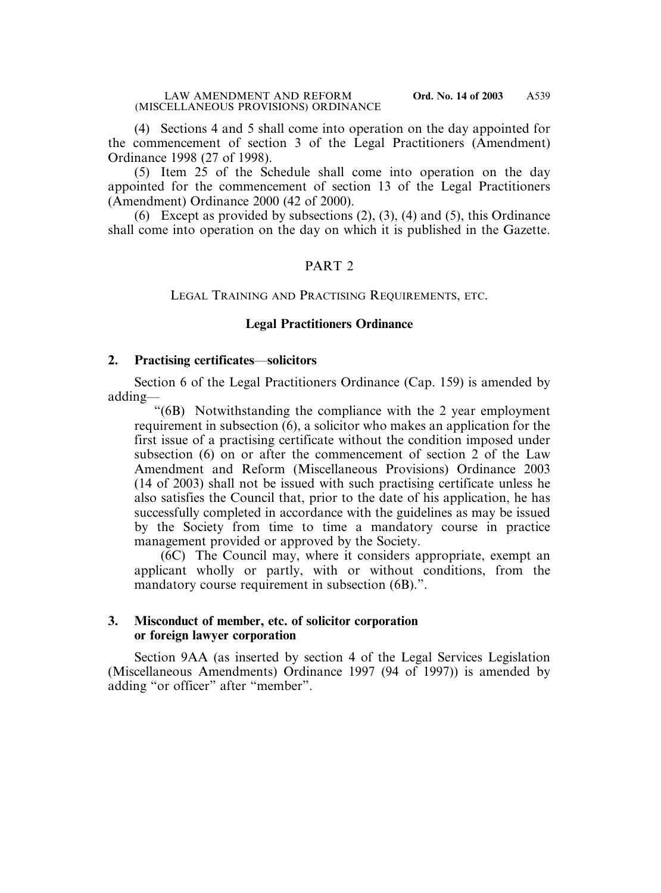(4) Sections 4 and 5 shall come into operation on the day appointed for the commencement of section 3 of the Legal Practitioners (Amendment) Ordinance 1998 (27 of 1998).

(5) Item 25 of the Schedule shall come into operation on the day appointed for the commencement of section 13 of the Legal Practitioners (Amendment) Ordinance 2000 (42 of 2000).

(6) Except as provided by subsections (2), (3), (4) and (5), this Ordinance shall come into operation on the day on which it is published in the Gazette.

## PART 2

### LEGAL TRAINING AND PRACTISING REQUIREMENTS, ETC.

### Legal Practitioners Ordinance

**2. Practising certificates—solicitors**

Section 6 of the Legal Practitioners Ordinance (Cap. 159) is amended by adding—

"(6B) Notwithstanding the compliance with the 2 year employment requirement in subsection (6), a solicitor who makes an application for the first issue of a practising certificate without the condition imposed under subsection (6) on or after the commencement of section 2 of the Law Amendment and Reform (Miscellaneous Provisions) Ordinance 2003 (14 of 2003) shall not be issued with such practising certificate unless he also satisfies the Council that, prior to the date of his application, he has successfully completed in accordance with the guidelines as may be issued by the Society from time to time a mandatory course in practice management provided or approved by the Society.

(6C) The Council may, where it considers appropriate, exempt an applicant wholly or partly, with or without conditions, from the mandatory course requirement in subsection (6B).".

**3. Misconduct of member, etc. of solicitor corporation or foreign lawyer corporation**

Section 9AA (as inserted by section 4 of the Legal Services Legislation (Miscellaneous Amendments) Ordinance 1997 (94 of 1997)) is amended by adding "or officer" after "member".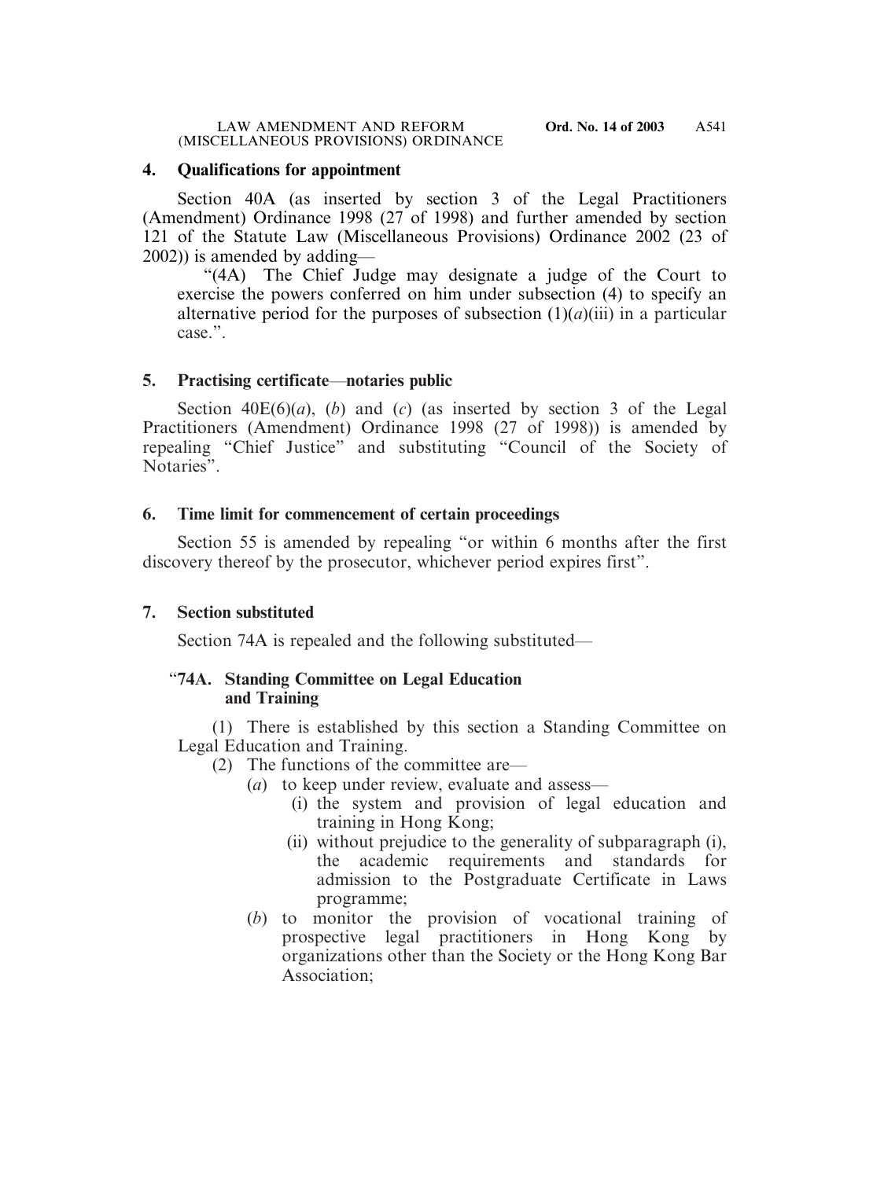## 4. Qualifications for appointment

Section 40A (as inserted by section 3 of the Legal Practitioners (Amendment) Ordinance 1998 (27 of 1998) and further amended by section 121 of the Statute Law (Miscellaneous Provisions) Ordinance 2002 (23 of 2002)) is amended by adding—

"(4A) The Chief Judge may designate a judge of the Court to exercise the powers conferred on him under subsection (4) to specify an alternative period for the purposes of subsection (1)(*a*)(iii) in a particular case.".

## 5. Practising certificate—notaries public

Section 40E(6)(*a*), (*b*) and (*c*) (as inserted by section 3 of the Legal Practitioners (Amendment) Ordinance 1998 (27 of 1998)) is amended by repealing "Chief Justice" and substituting "Council of the Society of Notaries".

## 6. Time limit for commencement of certain proceedings

Section 55 is amended by repealing "or within 6 months after the first discovery thereof by the prosecutor, whichever period expires first".

## 7. Section substituted

Section 74A is repealed and the following substituted—

### "74A. Standing Committee on Legal Education and Training

(1) There is established by this section a Standing Committee on Legal Education and Training.

(2) The functions of the committee are—

- (*a*) to keep under review, evaluate and assess—
  - (i) the system and provision of legal education and training in Hong Kong;
  - (ii) without prejudice to the generality of subparagraph (i), the academic requirements and standards for admission to the Postgraduate Certificate in Laws programme;
- (*b*) to monitor the provision of vocational training of prospective legal practitioners in Hong Kong by organizations other than the Society or the Hong Kong Bar Association;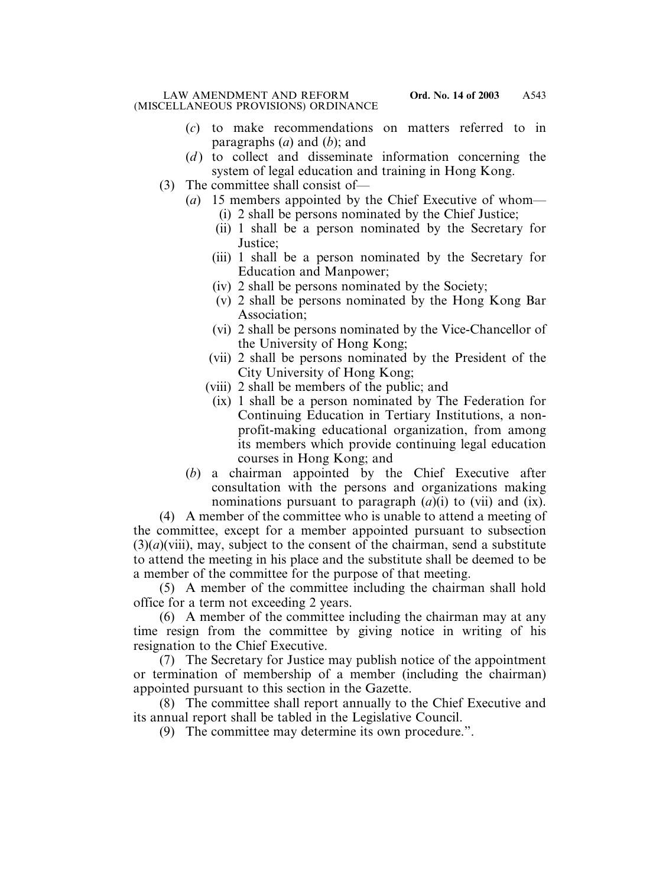(*c*) to make recommendations on matters referred to in paragraphs (*a*) and (*b*); and

(*d*) to collect and disseminate information concerning the system of legal education and training in Hong Kong.

(3) The committee shall consist of—

(*a*) 15 members appointed by the Chief Executive of whom—

(i) 2 shall be persons nominated by the Chief Justice;

(ii) 1 shall be a person nominated by the Secretary for Justice;

(iii) 1 shall be a person nominated by the Secretary for Education and Manpower;

(iv) 2 shall be persons nominated by the Society;

(v) 2 shall be persons nominated by the Hong Kong Bar Association;

(vi) 2 shall be persons nominated by the Vice-Chancellor of the University of Hong Kong;

(vii) 2 shall be persons nominated by the President of the City University of Hong Kong;

(viii) 2 shall be members of the public; and

(ix) 1 shall be a person nominated by The Federation for Continuing Education in Tertiary Institutions, a non-profit-making educational organization, from among its members which provide continuing legal education courses in Hong Kong; and

(*b*) a chairman appointed by the Chief Executive after consultation with the persons and organizations making nominations pursuant to paragraph (*a*)(i) to (vii) and (ix).

(4) A member of the committee who is unable to attend a meeting of the committee, except for a member appointed pursuant to subsection (3)(*a*)(viii), may, subject to the consent of the chairman, send a substitute to attend the meeting in his place and the substitute shall be deemed to be a member of the committee for the purpose of that meeting.

(5) A member of the committee including the chairman shall hold office for a term not exceeding 2 years.

(6) A member of the committee including the chairman may at any time resign from the committee by giving notice in writing of his resignation to the Chief Executive.

(7) The Secretary for Justice may publish notice of the appointment or termination of membership of a member (including the chairman) appointed pursuant to this section in the Gazette.

(8) The committee shall report annually to the Chief Executive and its annual report shall be tabled in the Legislative Council.

(9) The committee may determine its own procedure.".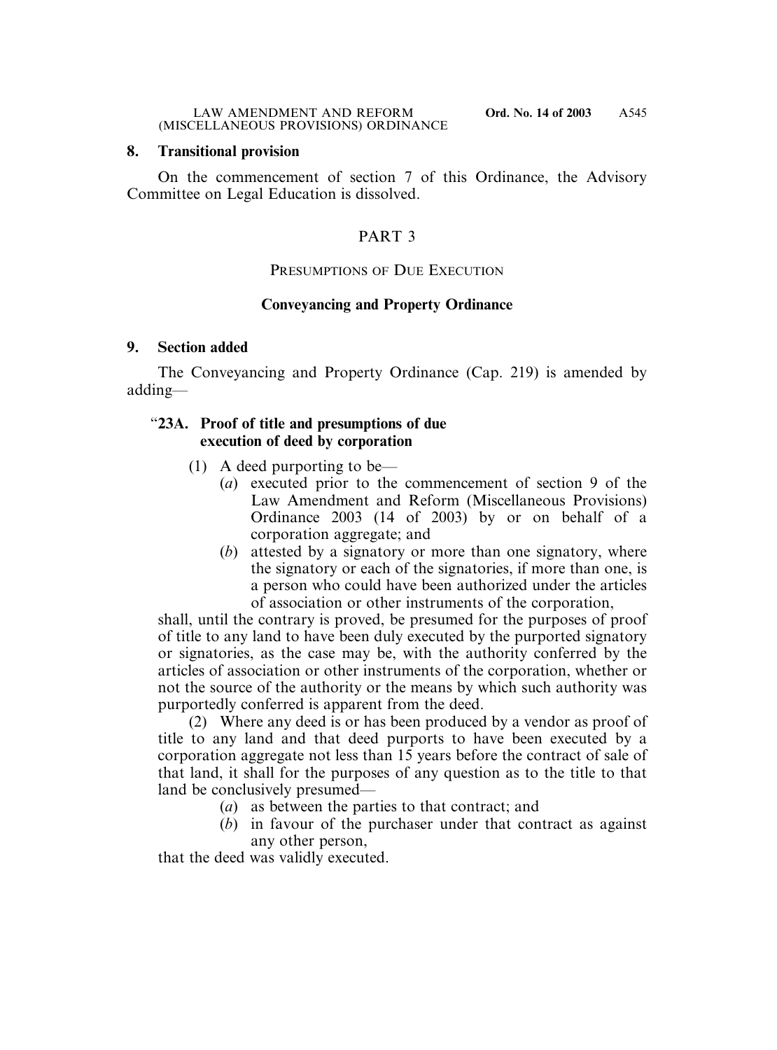## 8. Transitional provision

On the commencement of section 7 of this Ordinance, the Advisory Committee on Legal Education is dissolved.

# PART 3

## PRESUMPTIONS OF DUE EXECUTION

### Conveyancing and Property Ordinance

## 9. Section added

The Conveyancing and Property Ordinance (Cap. 219) is amended by adding—

**"23A. Proof of title and presumptions of due execution of deed by corporation**

(1) A deed purporting to be—

(*a*) executed prior to the commencement of section 9 of the Law Amendment and Reform (Miscellaneous Provisions) Ordinance 2003 (14 of 2003) by or on behalf of a corporation aggregate; and

(*b*) attested by a signatory or more than one signatory, where the signatory or each of the signatories, if more than one, is a person who could have been authorized under the articles of association or other instruments of the corporation,

shall, until the contrary is proved, be presumed for the purposes of proof of title to any land to have been duly executed by the purported signatory or signatories, as the case may be, with the authority conferred by the articles of association or other instruments of the corporation, whether or not the source of the authority or the means by which such authority was purportedly conferred is apparent from the deed.

(2) Where any deed is or has been produced by a vendor as proof of title to any land and that deed purports to have been executed by a corporation aggregate not less than 15 years before the contract of sale of that land, it shall for the purposes of any question as to the title to that land be conclusively presumed—

(*a*) as between the parties to that contract; and

(*b*) in favour of the purchaser under that contract as against any other person,

that the deed was validly executed.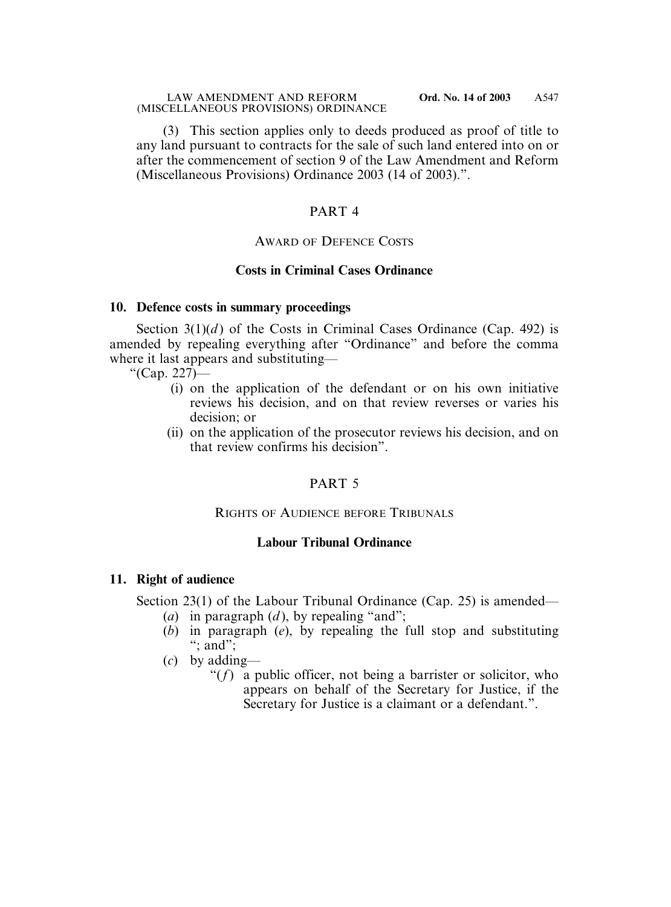(3) This section applies only to deeds produced as proof of title to any land pursuant to contracts for the sale of such land entered into on or after the commencement of section 9 of the Law Amendment and Reform (Miscellaneous Provisions) Ordinance 2003 (14 of 2003).".

## PART 4

### AWARD OF DEFENCE COSTS

### Costs in Criminal Cases Ordinance

**10. Defence costs in summary proceedings**

Section 3(1)(*d*) of the Costs in Criminal Cases Ordinance (Cap. 492) is amended by repealing everything after "Ordinance" and before the comma where it last appears and substituting—

"(Cap. 227)—

(i) on the application of the defendant or on his own initiative reviews his decision, and on that review reverses or varies his decision; or

(ii) on the application of the prosecutor reviews his decision, and on that review confirms his decision".

## PART 5

### RIGHTS OF AUDIENCE BEFORE TRIBUNALS

### Labour Tribunal Ordinance

**11. Right of audience**

Section 23(1) of the Labour Tribunal Ordinance (Cap. 25) is amended—

(*a*) in paragraph (*d*), by repealing "and";

(*b*) in paragraph (*e*), by repealing the full stop and substituting "; and";

(*c*) by adding—

"(*f*) a public officer, not being a barrister or solicitor, who appears on behalf of the Secretary for Justice, if the Secretary for Justice is a claimant or a defendant.".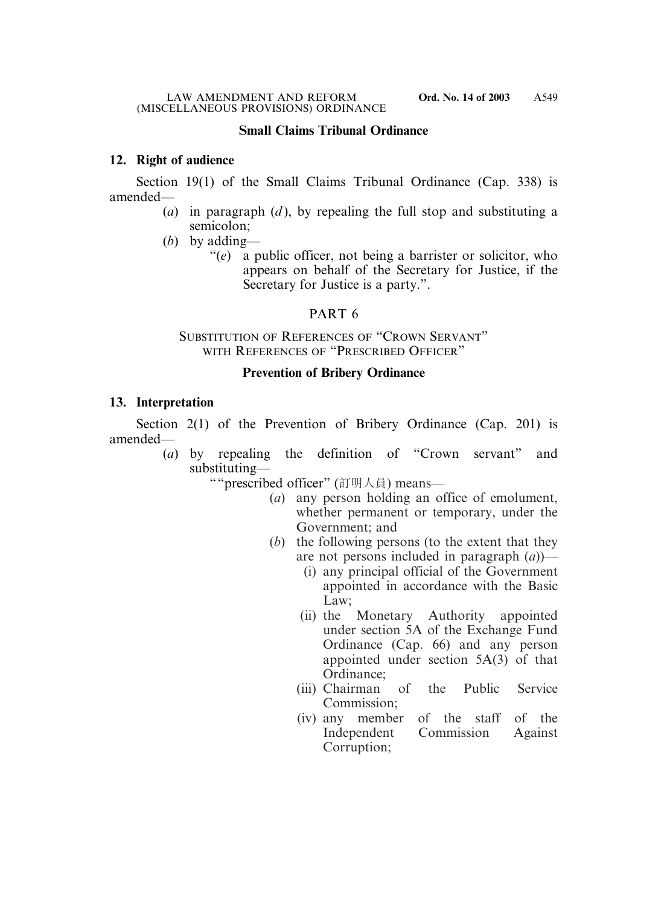## Small Claims Tribunal Ordinance

**12. Right of audience**

Section 19(1) of the Small Claims Tribunal Ordinance (Cap. 338) is amended—

(*a*) in paragraph (*d*), by repealing the full stop and substituting a semicolon;

(*b*) by adding—

"(*e*) a public officer, not being a barrister or solicitor, who appears on behalf of the Secretary for Justice, if the Secretary for Justice is a party.".

# PART 6

## SUBSTITUTION OF REFERENCES OF "CROWN SERVANT" WITH REFERENCES OF "PRESCRIBED OFFICER"

## Prevention of Bribery Ordinance

**13. Interpretation**

Section 2(1) of the Prevention of Bribery Ordinance (Cap. 201) is amended—

(*a*) by repealing the definition of "Crown servant" and substituting—

""prescribed officer" (訂明人員) means—

(*a*) any person holding an office of emolument, whether permanent or temporary, under the Government; and

(*b*) the following persons (to the extent that they are not persons included in paragraph (*a*))—

(i) any principal official of the Government appointed in accordance with the Basic Law;

(ii) the Monetary Authority appointed under section 5A of the Exchange Fund Ordinance (Cap. 66) and any person appointed under section 5A(3) of that Ordinance;

(iii) Chairman of the Public Service Commission;

(iv) any member of the staff of the Independent Commission Against Corruption;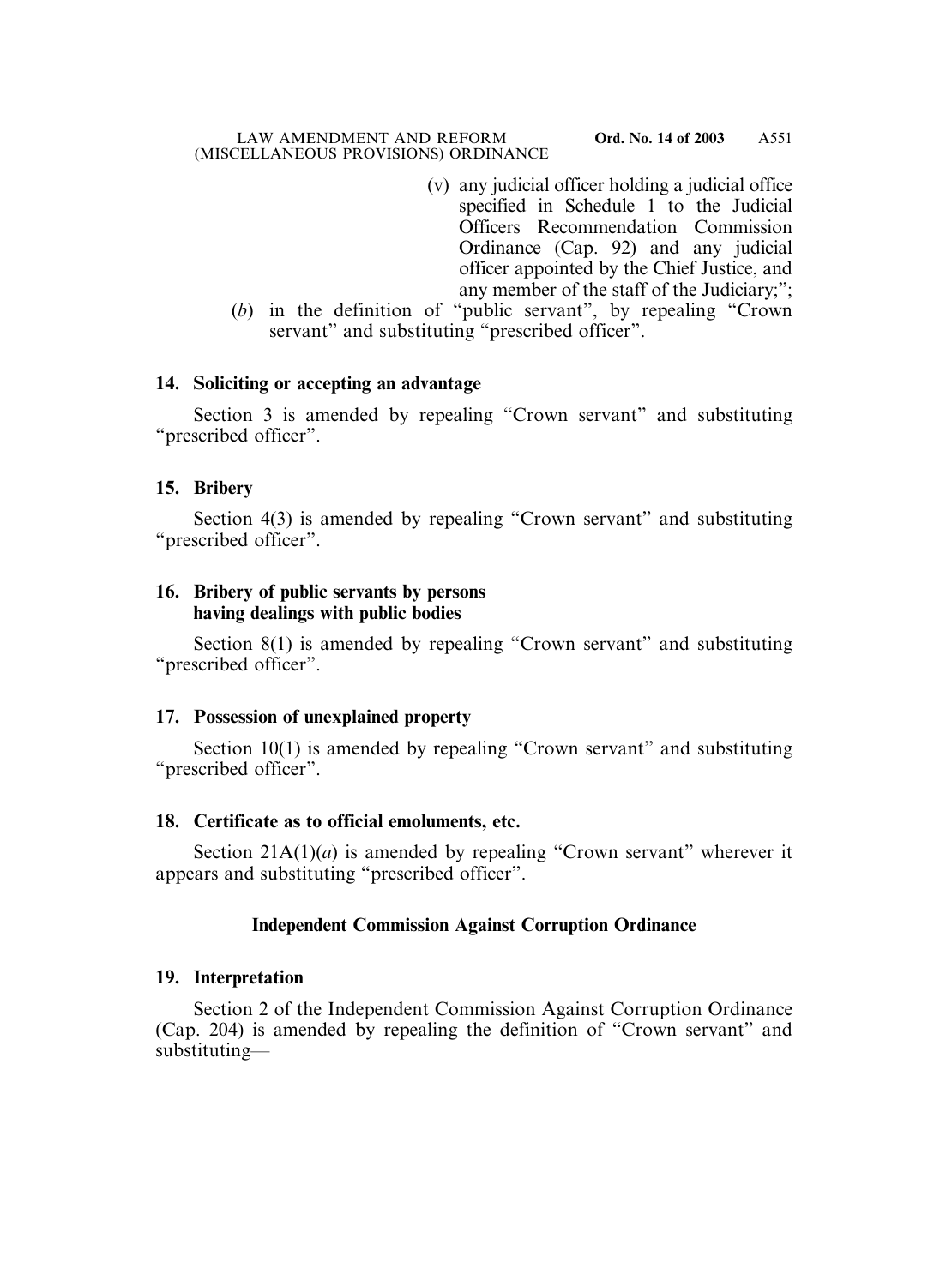(v) any judicial officer holding a judicial office specified in Schedule 1 to the Judicial Officers Recommendation Commission Ordinance (Cap. 92) and any judicial officer appointed by the Chief Justice, and any member of the staff of the Judiciary;";

(*b*) in the definition of "public servant", by repealing "Crown servant" and substituting "prescribed officer".

**14. Soliciting or accepting an advantage**

Section 3 is amended by repealing "Crown servant" and substituting "prescribed officer".

**15. Bribery**

Section 4(3) is amended by repealing "Crown servant" and substituting "prescribed officer".

**16. Bribery of public servants by persons having dealings with public bodies**

Section 8(1) is amended by repealing "Crown servant" and substituting "prescribed officer".

**17. Possession of unexplained property**

Section 10(1) is amended by repealing "Crown servant" and substituting "prescribed officer".

**18. Certificate as to official emoluments, etc.**

Section 21A(1)(*a*) is amended by repealing "Crown servant" wherever it appears and substituting "prescribed officer".

### Independent Commission Against Corruption Ordinance

**19. Interpretation**

Section 2 of the Independent Commission Against Corruption Ordinance (Cap. 204) is amended by repealing the definition of "Crown servant" and substituting—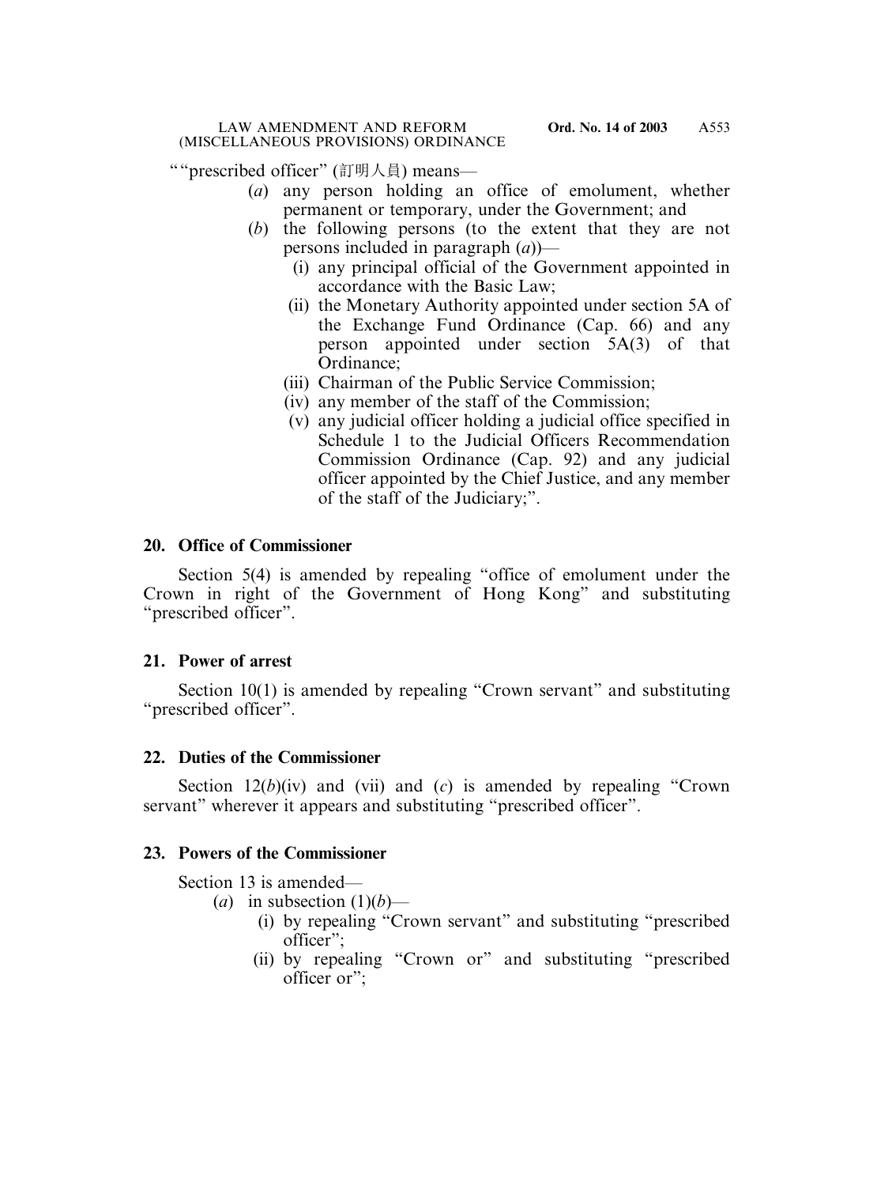““prescribed officer” (訂明人員) means—

(*a*) any person holding an office of emolument, whether permanent or temporary, under the Government; and

(*b*) the following persons (to the extent that they are not persons included in paragraph (*a*))—

(i) any principal official of the Government appointed in accordance with the Basic Law;

(ii) the Monetary Authority appointed under section 5A of the Exchange Fund Ordinance (Cap. 66) and any person appointed under section 5A(3) of that Ordinance;

(iii) Chairman of the Public Service Commission;

(iv) any member of the staff of the Commission;

(v) any judicial officer holding a judicial office specified in Schedule 1 to the Judicial Officers Recommendation Commission Ordinance (Cap. 92) and any judicial officer appointed by the Chief Justice, and any member of the staff of the Judiciary;”.

**20. Office of Commissioner**

Section 5(4) is amended by repealing “office of emolument under the Crown in right of the Government of Hong Kong” and substituting “prescribed officer”.

**21. Power of arrest**

Section 10(1) is amended by repealing “Crown servant” and substituting “prescribed officer”.

**22. Duties of the Commissioner**

Section 12(*b*)(iv) and (vii) and (*c*) is amended by repealing “Crown servant” wherever it appears and substituting “prescribed officer”.

**23. Powers of the Commissioner**

Section 13 is amended—

(*a*) in subsection (1)(*b*)—

(i) by repealing “Crown servant” and substituting “prescribed officer”;

(ii) by repealing “Crown or” and substituting “prescribed officer or”;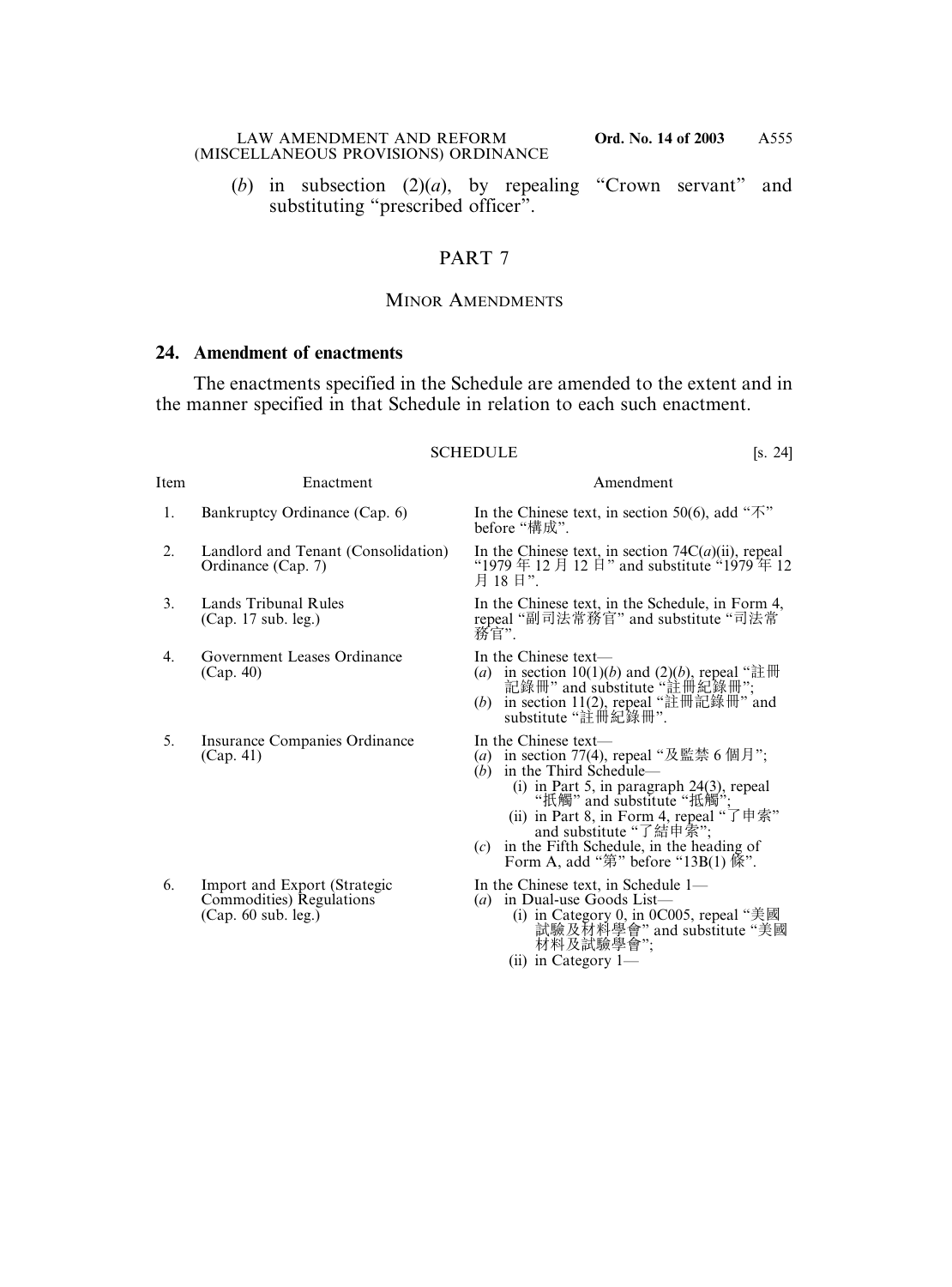(*b*) in subsection (2)(*a*), by repealing "Crown servant" and substituting "prescribed officer".

## PART 7

### MINOR AMENDMENTS

**24. Amendment of enactments**

The enactments specified in the Schedule are amended to the extent and in the manner specified in that Schedule in relation to each such enactment.

SCHEDULE [s. 24]

| Item | Enactment | Amendment |
|---|---|---|
| 1. | Bankruptcy Ordinance (Cap. 6) | In the Chinese text, in section 50(6), add "不" before "構成". |
| 2. | Landlord and Tenant (Consolidation) Ordinance (Cap. 7) | In the Chinese text, in section 74C(*a*)(ii), repeal "1979 年 12 月 12 日" and substitute "1979 年 12 月 18 日". |
| 3. | Lands Tribunal Rules (Cap. 17 sub. leg.) | In the Chinese text, in the Schedule, in Form 4, repeal "副司法常務官" and substitute "司法常務官". |
| 4. | Government Leases Ordinance (Cap. 40) | In the Chinese text—<br>(*a*) in section 10(1)(*b*) and (2)(*b*), repeal "註冊記錄冊" and substitute "註冊紀錄冊";<br>(*b*) in section 11(2), repeal "註冊記錄冊" and substitute "註冊紀錄冊". |
| 5. | Insurance Companies Ordinance (Cap. 41) | In the Chinese text—<br>(*a*) in section 77(4), repeal "及監禁 6 個月";<br>(*b*) in the Third Schedule—<br>(i) in Part 5, in paragraph 24(3), repeal "抵觸" and substitute "抵觸";<br>(ii) in Part 8, in Form 4, repeal "了申索" and substitute "了結申索";<br>(*c*) in the Fifth Schedule, in the heading of Form A, add "第" before "13B(1) 條". |
| 6. | Import and Export (Strategic Commodities) Regulations (Cap. 60 sub. leg.) | In the Chinese text, in Schedule 1—<br>(*a*) in Dual-use Goods List—<br>(i) in Category 0, in 0C005, repeal "美國試驗及材料學會" and substitute "美國材料及試驗學會";<br>(ii) in Category 1— |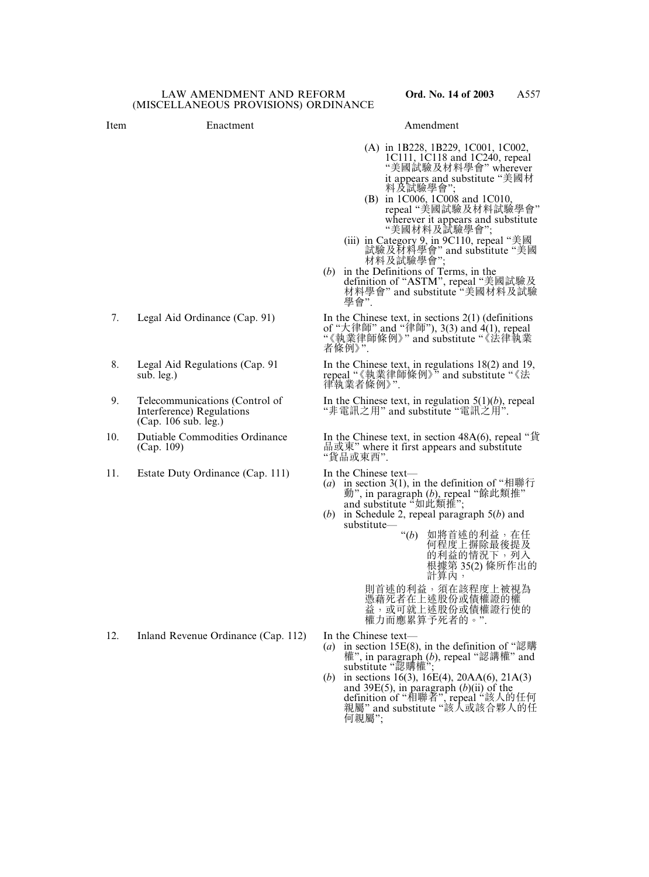| Item | Enactment | Amendment |
|---|---|---|
| | | (A) in 1B228, 1B229, 1C001, 1C002, 1C111, 1C118 and 1C240, repeal "美國試驗及材料學會" wherever it appears and substitute "美國材料及試驗學會"; (B) in 1C006, 1C008 and 1C010, repeal "美國試驗及材料試驗學會" wherever it appears and substitute "美國材料及試驗學會"; (iii) in Category 9, in 9C110, repeal "美國試驗及材料學會" and substitute "美國材料及試驗學會"; (*b*) in the Definitions of Terms, in the definition of "ASTM", repeal "美國試驗及材料學會" and substitute "美國材料及試驗學會". |
| 7. | Legal Aid Ordinance (Cap. 91) | In the Chinese text, in sections 2(1) (definitions of "大律師" and "律師"), 3(3) and 4(1), repeal "《執業律師條例》" and substitute "《法律執業者條例》". |
| 8. | Legal Aid Regulations (Cap. 91 sub. leg.) | In the Chinese text, in regulations 18(2) and 19, repeal "《執業律師條例》" and substitute "《法律執業者條例》". |
| 9. | Telecommunications (Control of Interference) Regulations (Cap. 106 sub. leg.) | In the Chinese text, in regulation 5(1)(*b*), repeal "非電訊之用" and substitute "電訊之用". |
| 10. | Dutiable Commodities Ordinance (Cap. 109) | In the Chinese text, in section 48A(6), repeal "貨品或東" where it first appears and substitute "貨品或東西". |
| 11. | Estate Duty Ordinance (Cap. 111) | In the Chinese text— (*a*) in section 3(1), in the definition of "相聯行動", in paragraph (*b*), repeal "餘此類推" and substitute "如此類推"; (*b*) in Schedule 2, repeal paragraph 5(*b*) and substitute— "(*b*) 如將首述的利益，在任何程度上摒除最後提及的利益的情況下，列入根據第 35(2) 條所作出的計算內， 則首述的利益，須在該程度上被視為憑藉死者在上述股份或債權證的權益，或可就上述股份或債權證行使的權力而應累算予死者的。". |
| 12. | Inland Revenue Ordinance (Cap. 112) | In the Chinese text— (*a*) in section 15E(8), in the definition of "認購權", in paragraph (*b*), repeal "認講權" and substitute "認購權"; (*b*) in sections 16(3), 16E(4), 20AA(6), 21A(3) and 39E(5), in paragraph (*b*)(ii) of the definition of "相聯者", repeal "該人的任何親屬" and substitute "該人或該合夥人的任何親屬"; |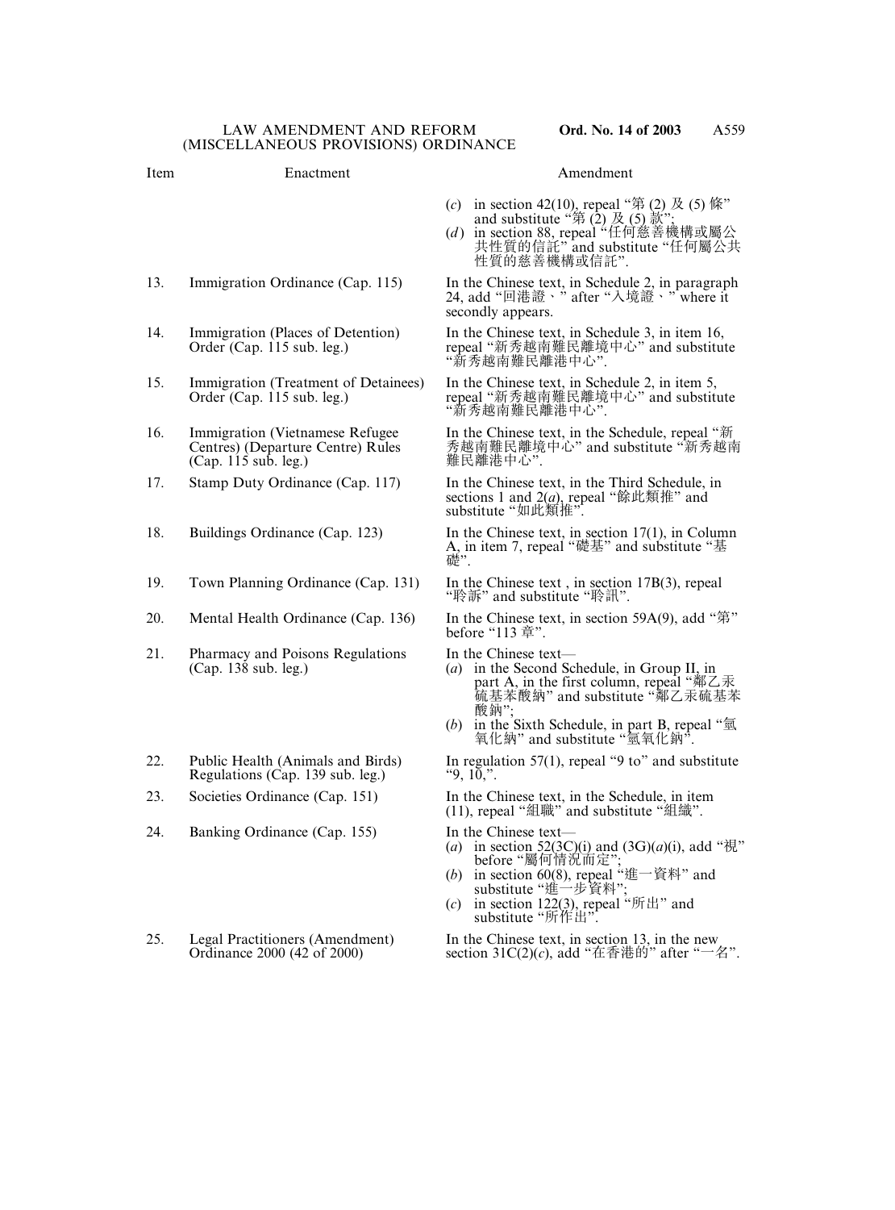| Item | Enactment | Amendment |
| --- | --- | --- |
| | | (*c*) in section 42(10), repeal “第 (2) 及 (5) 條” and substitute “第 (2) 及 (5) 款”;<br>(*d*) in section 88, repeal “任何慈善機構或屬公共性質的信託” and substitute “任何屬公共性質的慈善機構或信託”. |
| 13. | Immigration Ordinance (Cap. 115) | In the Chinese text, in Schedule 2, in paragraph 24, add “回港證、” after “入境證、” where it secondly appears. |
| 14. | Immigration (Places of Detention) Order (Cap. 115 sub. leg.) | In the Chinese text, in Schedule 3, in item 16, repeal “新秀越南難民離境中心” and substitute “新秀越南難民離港中心”. |
| 15. | Immigration (Treatment of Detainees) Order (Cap. 115 sub. leg.) | In the Chinese text, in Schedule 2, in item 5, repeal “新秀越南難民離境中心” and substitute “新秀越南難民離港中心”. |
| 16. | Immigration (Vietnamese Refugee Centres) (Departure Centre) Rules (Cap. 115 sub. leg.) | In the Chinese text, in the Schedule, repeal “新秀越南難民離境中心” and substitute “新秀越南難民離港中心”. |
| 17. | Stamp Duty Ordinance (Cap. 117) | In the Chinese text, in the Third Schedule, in sections 1 and 2(*a*), repeal “餘此類推” and substitute “如此類推”. |
| 18. | Buildings Ordinance (Cap. 123) | In the Chinese text, in section 17(1), in Column A, in item 7, repeal “礎基” and substitute “基礎”. |
| 19. | Town Planning Ordinance (Cap. 131) | In the Chinese text , in section 17B(3), repeal “聆訴” and substitute “聆訊”. |
| 20. | Mental Health Ordinance (Cap. 136) | In the Chinese text, in section 59A(9), add “第” before “113 章”. |
| 21. | Pharmacy and Poisons Regulations (Cap. 138 sub. leg.) | In the Chinese text—<br>(*a*) in the Second Schedule, in Group II, in part A, in the first column, repeal “鄰乙汞硫基苯酸納” and substitute “鄰乙汞硫基苯酸鈉”;<br>(*b*) in the Sixth Schedule, in part B, repeal “氫氧化納” and substitute “氫氧化鈉”. |
| 22. | Public Health (Animals and Birds) Regulations (Cap. 139 sub. leg.) | In regulation 57(1), repeal “9 to” and substitute “9, 10,”. |
| 23. | Societies Ordinance (Cap. 151) | In the Chinese text, in the Schedule, in item (11), repeal “組職” and substitute “組織”. |
| 24. | Banking Ordinance (Cap. 155) | In the Chinese text—<br>(*a*) in section 52(3C)(i) and (3G)(*a*)(i), add “視” before “屬何情況而定”;<br>(*b*) in section 60(8), repeal “進一資料” and substitute “進一步資料”;<br>(*c*) in section 122(3), repeal “所出” and substitute “所作出”. |
| 25. | Legal Practitioners (Amendment) Ordinance 2000 (42 of 2000) | In the Chinese text, in section 13, in the new section 31C(2)(*c*), add “在香港的” after “一名”. |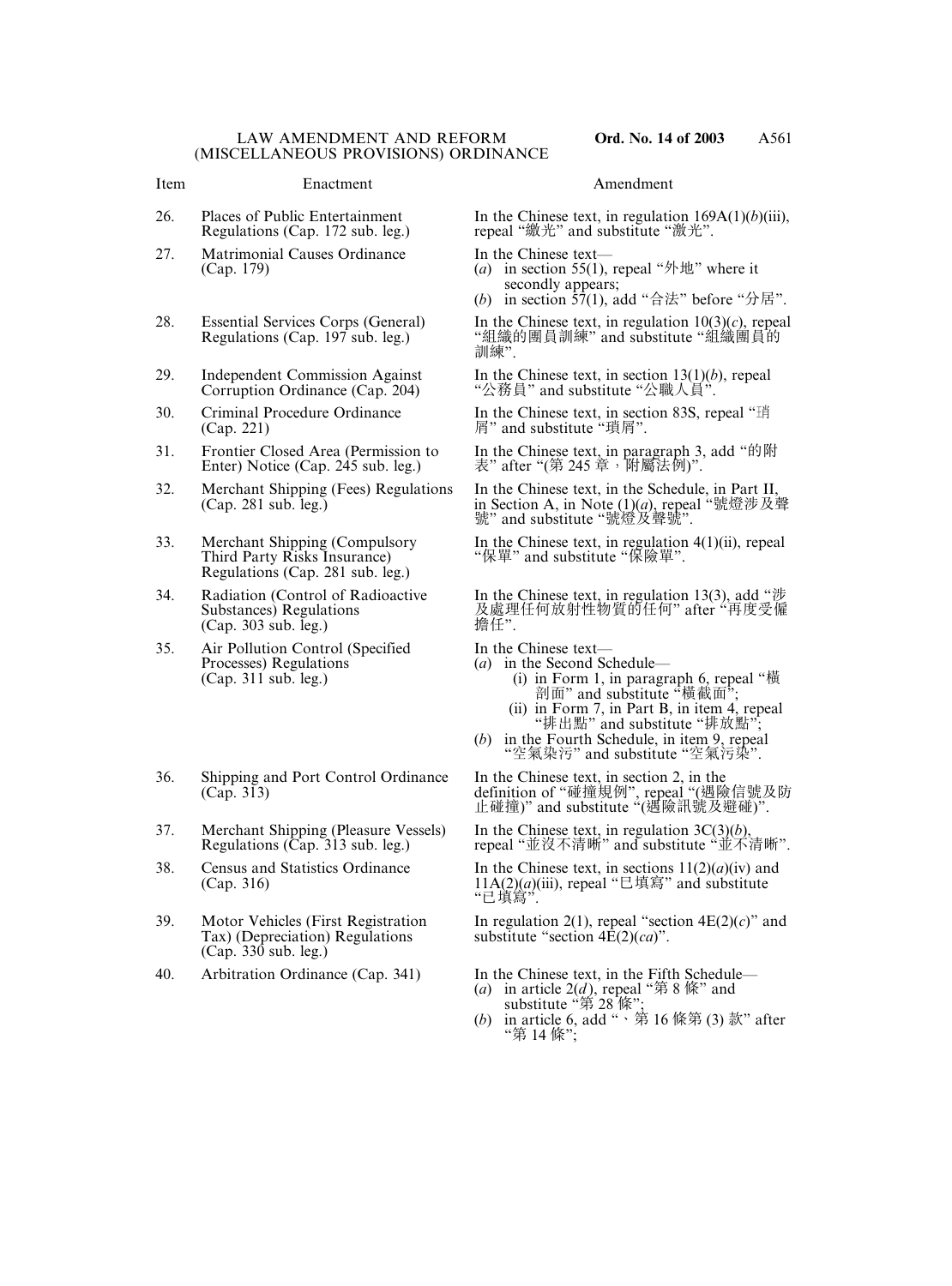| Item | Enactment | Amendment |
|---|---|---|
| 26. | Places of Public Entertainment Regulations (Cap. 172 sub. leg.) | In the Chinese text, in regulation 169A(1)(*b*)(iii), repeal "繳光" and substitute "激光". |
| 27. | Matrimonial Causes Ordinance (Cap. 179) | In the Chinese text—<br>(*a*) in section 55(1), repeal "外地" where it secondly appears;<br>(*b*) in section 57(1), add "合法" before "分居". |
| 28. | Essential Services Corps (General) Regulations (Cap. 197 sub. leg.) | In the Chinese text, in regulation 10(3)(*c*), repeal "組織的團員訓練" and substitute "組織團員的訓練". |
| 29. | Independent Commission Against Corruption Ordinance (Cap. 204) | In the Chinese text, in section 13(1)(*b*), repeal "公務員" and substitute "公職人員". |
| 30. | Criminal Procedure Ordinance (Cap. 221) | In the Chinese text, in section 83S, repeal "琑屑" and substitute "瑣屑". |
| 31. | Frontier Closed Area (Permission to Enter) Notice (Cap. 245 sub. leg.) | In the Chinese text, in paragraph 3, add "的附表" after "(第 245 章，附屬法例)". |
| 32. | Merchant Shipping (Fees) Regulations (Cap. 281 sub. leg.) | In the Chinese text, in the Schedule, in Part II, in Section A, in Note (1)(*a*), repeal "號燈涉及聲號" and substitute "號燈及聲號". |
| 33. | Merchant Shipping (Compulsory Third Party Risks Insurance) Regulations (Cap. 281 sub. leg.) | In the Chinese text, in regulation 4(1)(ii), repeal "保單" and substitute "保險單". |
| 34. | Radiation (Control of Radioactive Substances) Regulations (Cap. 303 sub. leg.) | In the Chinese text, in regulation 13(3), add "涉及處理任何放射性物質的任何" after "再度受僱擔任". |
| 35. | Air Pollution Control (Specified Processes) Regulations (Cap. 311 sub. leg.) | In the Chinese text—<br>(*a*) in the Second Schedule—<br>(i) in Form 1, in paragraph 6, repeal "橫剖面" and substitute "橫截面";<br>(ii) in Form 7, in Part B, in item 4, repeal "排出點" and substitute "排放點";<br>(*b*) in the Fourth Schedule, in item 9, repeal "空氣染污" and substitute "空氣污染". |
| 36. | Shipping and Port Control Ordinance (Cap. 313) | In the Chinese text, in section 2, in the definition of "碰撞規例", repeal "(遇險信號及防止碰撞)" and substitute "(遇險訊號及避碰)". |
| 37. | Merchant Shipping (Pleasure Vessels) Regulations (Cap. 313 sub. leg.) | In the Chinese text, in regulation 3C(3)(*b*), repeal "並沒不清晰" and substitute "並不清晰". |
| 38. | Census and Statistics Ordinance (Cap. 316) | In the Chinese text, in sections 11(2)(*a*)(iv) and 11A(2)(*a*)(iii), repeal "巳填寫" and substitute "已填寫". |
| 39. | Motor Vehicles (First Registration Tax) (Depreciation) Regulations (Cap. 330 sub. leg.) | In regulation 2(1), repeal "section 4E(2)(*c*)" and substitute "section 4E(2)(*ca*)". |
| 40. | Arbitration Ordinance (Cap. 341) | In the Chinese text, in the Fifth Schedule—<br>(*a*) in article 2(*d*), repeal "第 8 條" and substitute "第 28 條";<br>(*b*) in article 6, add "、第 16 條第 (3) 款" after "第 14 條"; |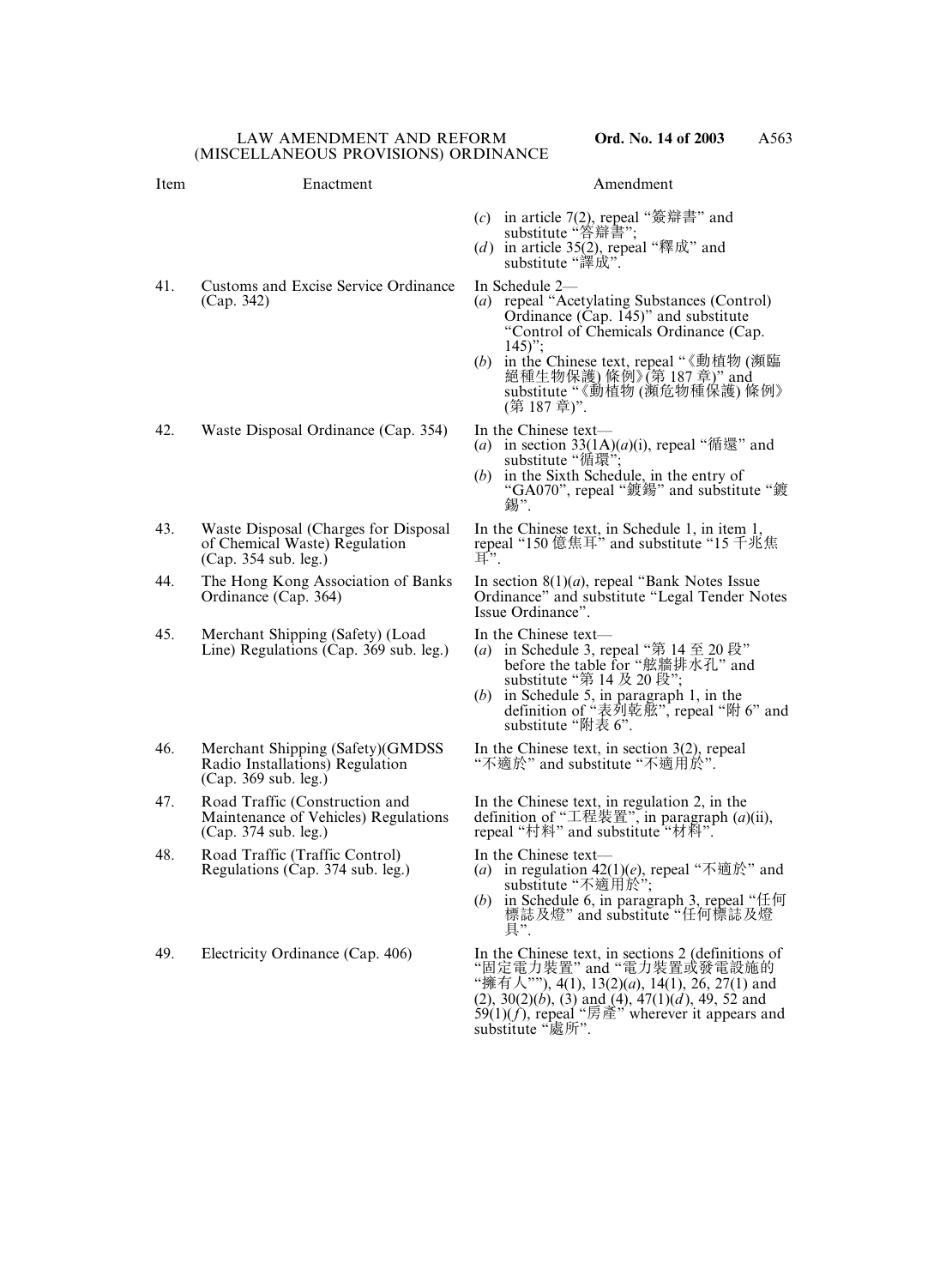| Item | Enactment | Amendment |
|---|---|---|
| | | (*c*) in article 7(2), repeal "簽辯書" and substitute "答辯書";<br>(*d*) in article 35(2), repeal "釋成" and substitute "譯成". |
| 41. | Customs and Excise Service Ordinance (Cap. 342) | In Schedule 2—<br>(*a*) repeal "Acetylating Substances (Control) Ordinance (Cap. 145)" and substitute "Control of Chemicals Ordinance (Cap. 145)";<br>(*b*) in the Chinese text, repeal "《動植物 (瀕臨絕種生物保護) 條例》(第 187 章)" and substitute "《動植物 (瀕危物種保護) 條例》(第 187 章)". |
| 42. | Waste Disposal Ordinance (Cap. 354) | In the Chinese text—<br>(*a*) in section 33(1A)(*a*)(i), repeal "循還" and substitute "循環";<br>(*b*) in the Sixth Schedule, in the entry of "GA070", repeal "鍍錫" and substitute "鍍錫". |
| 43. | Waste Disposal (Charges for Disposal of Chemical Waste) Regulation (Cap. 354 sub. leg.) | In the Chinese text, in Schedule 1, in item 1, repeal "150 億焦耳" and substitute "15 千兆焦耳". |
| 44. | The Hong Kong Association of Banks Ordinance (Cap. 364) | In section 8(1)(*a*), repeal "Bank Notes Issue Ordinance" and substitute "Legal Tender Notes Issue Ordinance". |
| 45. | Merchant Shipping (Safety) (Load Line) Regulations (Cap. 369 sub. leg.) | In the Chinese text—<br>(*a*) in Schedule 3, repeal "第 14 至 20 段" before the table for "舷牆排水孔" and substitute "第 14 及 20 段";<br>(*b*) in Schedule 5, in paragraph 1, in the definition of "表列乾舷", repeal "附 6" and substitute "附表 6". |
| 46. | Merchant Shipping (Safety)(GMDSS Radio Installations) Regulation (Cap. 369 sub. leg.) | In the Chinese text, in section 3(2), repeal "不適於" and substitute "不適用於". |
| 47. | Road Traffic (Construction and Maintenance of Vehicles) Regulations (Cap. 374 sub. leg.) | In the Chinese text, in regulation 2, in the definition of "工程裝置", in paragraph (*a*)(ii), repeal "村料" and substitute "材料". |
| 48. | Road Traffic (Traffic Control) Regulations (Cap. 374 sub. leg.) | In the Chinese text—<br>(*a*) in regulation 42(1)(*e*), repeal "不適於" and substitute "不適用於";<br>(*b*) in Schedule 6, in paragraph 3, repeal "任何標誌及燈" and substitute "任何標誌及燈具". |
| 49. | Electricity Ordinance (Cap. 406) | In the Chinese text, in sections 2 (definitions of "固定電力裝置" and "電力裝置或發電設施的 "擁有人""), 4(1), 13(2)(*a*), 14(1), 26, 27(1) and (2), 30(2)(*b*), (3) and (4), 47(1)(*d*), 49, 52 and 59(1)(*f*), repeal "房產" wherever it appears and substitute "處所". |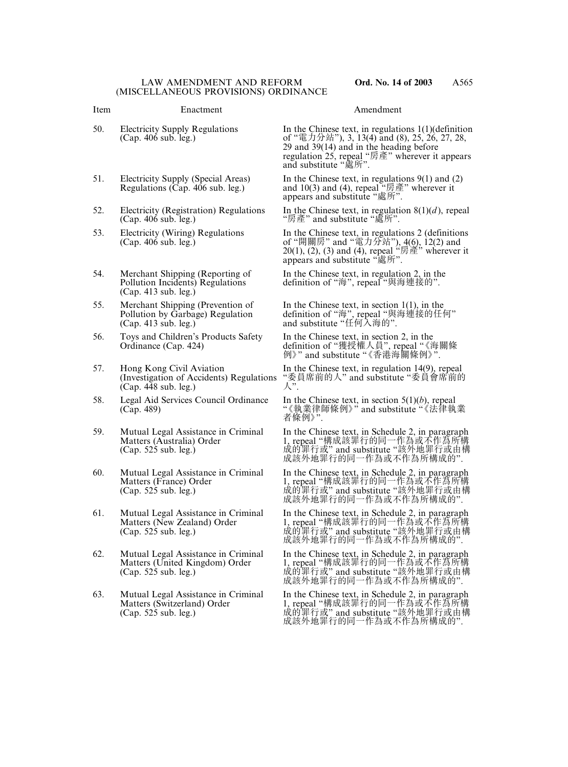| Item | Enactment | Amendment |
|---|---|---|
| 50. | Electricity Supply Regulations (Cap. 406 sub. leg.) | In the Chinese text, in regulations 1(1)(definition of “電力分站”), 3, 13(4) and (8), 25, 26, 27, 28, 29 and 39(14) and in the heading before regulation 25, repeal “房產” wherever it appears and substitute “處所”. |
| 51. | Electricity Supply (Special Areas) Regulations (Cap. 406 sub. leg.) | In the Chinese text, in regulations 9(1) and (2) and 10(3) and (4), repeal “房產” wherever it appears and substitute “處所”. |
| 52. | Electricity (Registration) Regulations (Cap. 406 sub. leg.) | In the Chinese text, in regulation 8(1)(*d*), repeal “房產” and substitute “處所”. |
| 53. | Electricity (Wiring) Regulations (Cap. 406 sub. leg.) | In the Chinese text, in regulations 2 (definitions of “開關房” and “電力分站”), 4(6), 12(2) and 20(1), (2), (3) and (4), repeal “房產” wherever it appears and substitute “處所”. |
| 54. | Merchant Shipping (Reporting of Pollution Incidents) Regulations (Cap. 413 sub. leg.) | In the Chinese text, in regulation 2, in the definition of “海”, repeal “與海連接的”. |
| 55. | Merchant Shipping (Prevention of Pollution by Garbage) Regulation (Cap. 413 sub. leg.) | In the Chinese text, in section 1(1), in the definition of “海”, repeal “與海連接的任何” and substitute “任何入海的”. |
| 56. | Toys and Children’s Products Safety Ordinance (Cap. 424) | In the Chinese text, in section 2, in the definition of “獲授權人員”, repeal “《海關條例》” and substitute “《香港海關條例》”. |
| 57. | Hong Kong Civil Aviation (Investigation of Accidents) Regulations (Cap. 448 sub. leg.) | In the Chinese text, in regulation 14(9), repeal “委員席前的人” and substitute “委員會席前的人”. |
| 58. | Legal Aid Services Council Ordinance (Cap. 489) | In the Chinese text, in section 5(1)(*b*), repeal “《執業律師條例》” and substitute “《法律執業者條例》”. |
| 59. | Mutual Legal Assistance in Criminal Matters (Australia) Order (Cap. 525 sub. leg.) | In the Chinese text, in Schedule 2, in paragraph 1, repeal “構成該罪行的同一作為或不作為所構成的罪行或” and substitute “該外地罪行或由構成該外地罪行的同一作為或不作為所構成的”. |
| 60. | Mutual Legal Assistance in Criminal Matters (France) Order (Cap. 525 sub. leg.) | In the Chinese text, in Schedule 2, in paragraph 1, repeal “構成該罪行的同一作為或不作為所構成的罪行或” and substitute “該外地罪行或由構成該外地罪行的同一作為或不作為所構成的”. |
| 61. | Mutual Legal Assistance in Criminal Matters (New Zealand) Order (Cap. 525 sub. leg.) | In the Chinese text, in Schedule 2, in paragraph 1, repeal “構成該罪行的同一作為或不作為所構成的罪行或” and substitute “該外地罪行或由構成該外地罪行的同一作為或不作為所構成的”. |
| 62. | Mutual Legal Assistance in Criminal Matters (United Kingdom) Order (Cap. 525 sub. leg.) | In the Chinese text, in Schedule 2, in paragraph 1, repeal “構成該罪行的同一作為或不作為所構成的罪行或” and substitute “該外地罪行或由構成該外地罪行的同一作為或不作為所構成的”. |
| 63. | Mutual Legal Assistance in Criminal Matters (Switzerland) Order (Cap. 525 sub. leg.) | In the Chinese text, in Schedule 2, in paragraph 1, repeal “構成該罪行的同一作為或不作為所構成的罪行或” and substitute “該外地罪行或由構成該外地罪行的同一作為或不作為所構成的”. |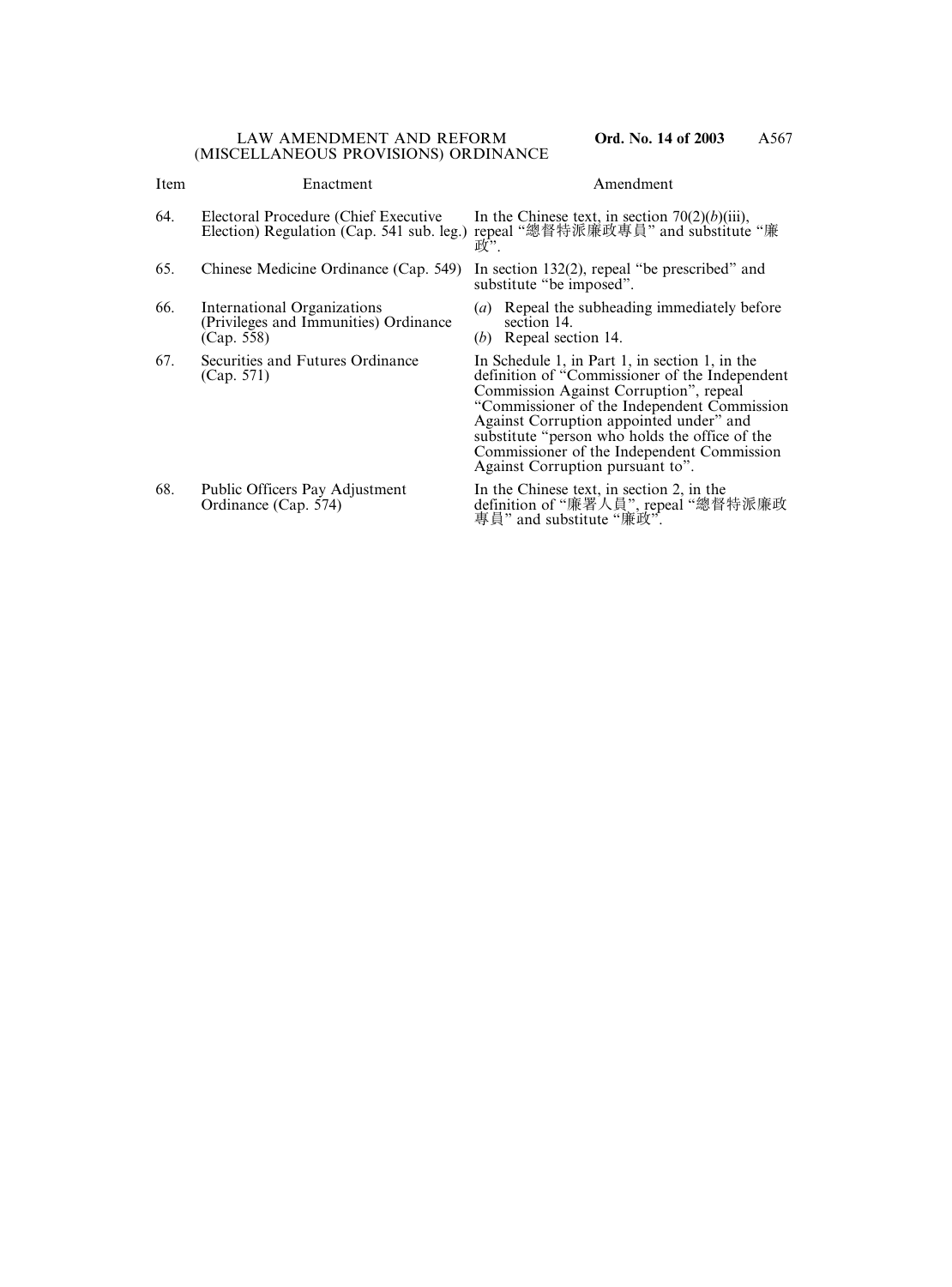| Item | Enactment | Amendment |
|---|---|---|
| 64. | Electoral Procedure (Chief Executive Election) Regulation (Cap. 541 sub. leg.) | In the Chinese text, in section 70(2)(*b*)(iii), repeal “總督特派廉政專員” and substitute “廉政”. |
| 65. | Chinese Medicine Ordinance (Cap. 549) | In section 132(2), repeal “be prescribed” and substitute “be imposed”. |
| 66. | International Organizations (Privileges and Immunities) Ordinance (Cap. 558) | (*a*) Repeal the subheading immediately before section 14.<br>(*b*) Repeal section 14. |
| 67. | Securities and Futures Ordinance (Cap. 571) | In Schedule 1, in Part 1, in section 1, in the definition of “Commissioner of the Independent Commission Against Corruption”, repeal “Commissioner of the Independent Commission Against Corruption appointed under” and substitute “person who holds the office of the Commissioner of the Independent Commission Against Corruption pursuant to”. |
| 68. | Public Officers Pay Adjustment Ordinance (Cap. 574) | In the Chinese text, in section 2, in the definition of “廉署人員”, repeal “總督特派廉政專員” and substitute “廉政”. |